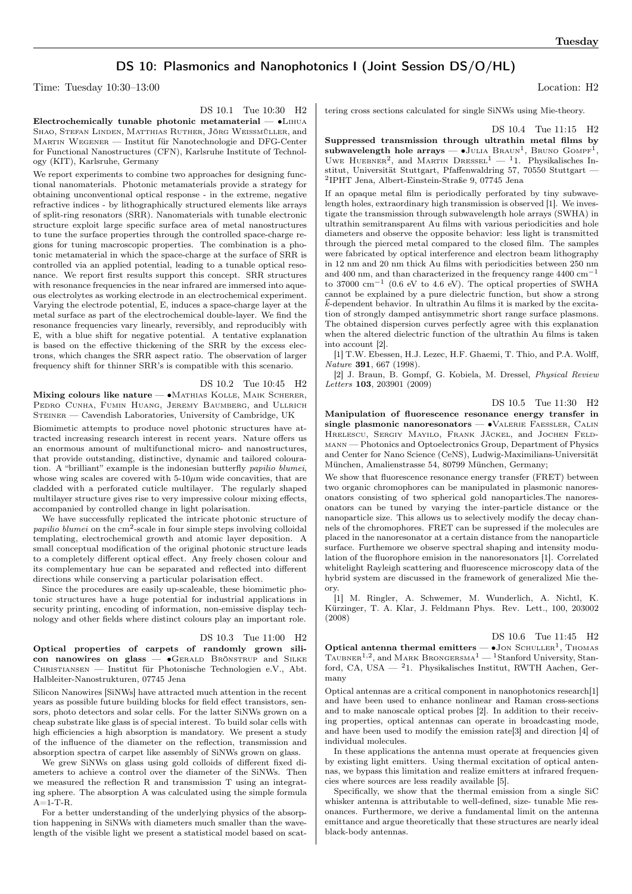## DS 10: Plasmonics and Nanophotonics I (Joint Session DS/O/HL)

Time: Tuesday 10:30–13:00 Location: H2

DS 10.1 Tue 10:30 H2

**Electrochemically tunable photonic metamaterial** — •Lihua Shao, Stefan Linden, Matthias Ruther, Jörg Weissmüller, and Martin Wegener — Institut für Nanotechnologie and DFG-Center for Functional Nanostructures (CFN), Karlsruhe Institute of Technology (KIT), Karlsruhe, Germany

We report experiments to combine two approaches for designing functional nanomaterials. Photonic metamaterials provide a strategy for obtaining unconventional optical response - in the extreme, negative refractive indices - by lithographically structured elements like arrays of split-ring resonators (SRR). Nanomaterials with tunable electronic structure exploit large specific surface area of metal nanostructures to tune the surface properties through the controlled space-charge regions for tuning macroscopic properties. The combination is a photonic metamaterial in which the space-charge at the surface of SRR is controlled via an applied potential, leading to a tunable optical resonance. We report first results support this concept. SRR structures with resonance frequencies in the near infrared are immersed into aqueous electrolytes as working electrode in an electrochemical experiment. Varying the electrode potential, E, induces a space-charge layer at the metal surface as part of the electrochemical double-layer. We find the resonance frequencies vary linearly, reversibly, and reproducibly with E, with a blue shift for negative potential. A tentative explanation is based on the effective thickening of the SRR by the excess electrons, which changes the SRR aspect ratio. The observation of larger frequency shift for thinner SRR's is compatible with this scenario.

DS 10.2 Tue 10:45 H2

**Mixing colours like nature** — •Mathias Kolle, Maik Scherer, Pedro Cunha, Fumin Huang, Jeremy Baumberg, and Ullrich Steiner — Cavendish Laboratories, University of Cambridge, UK

Biomimetic attempts to produce novel photonic structures have attracted increasing research interest in recent years. Nature offers us an enormous amount of multifunctional micro- and nanostructures, that provide outstanding, distinctive, dynamic and tailored colouration. A "brilliant" example is the indonesian butterfly *papilio blumei*, whose wing scales are covered with 5-10$\mu$m wide concavities, that are cladded with a perforated cuticle multilayer. The regularly shaped multilayer structure gives rise to very impressive colour mixing effects, accompanied by controlled change in light polarisation.

We have successfully replicated the intricate photonic structure of *papilio blumei* on the cm$^2$-scale in four simple steps involving colloidal templating, electrochemical growth and atomic layer deposition. A small conceptual modification of the original photonic structure leads to a completely different optical effect. Any freely chosen colour and its complementary hue can be separated and reflected into different directions while conserving a particular polarisation effect.

Since the procedures are easily up-scaleable, these biomimetic photonic structures have a huge potential for industrial applications in security printing, encoding of information, non-emissive display technology and other fields where distinct colours play an important role.

DS 10.3 Tue 11:00 H2

**Optical properties of carpets of randomly grown silicon nanowires on glass** — •Gerald Brönstrup and Silke Christiansen — Institut für Photonische Technologien e.V., Abt. Halbleiter-Nanostrukturen, 07745 Jena

Silicon Nanowires [SiNWs] have attracted much attention in the recent years as possible future building blocks for field effect transistors, sensors, photo detectors and solar cells. For the latter SiNWs grown on a cheap substrate like glass is of special interest. To build solar cells with high efficiencies a high absorption is mandatory. We present a study of the influence of the diameter on the reflection, transmission and absorption spectra of carpet like assembly of SiNWs grown on glass.

We grew SiNWs on glass using gold colloids of different fixed diameters to achieve a control over the diameter of the SiNWs. Then we measured the reflection R and transmission T using an integrating sphere. The absorption A was calculated using the simple formula A=1-T-R.

For a better understanding of the underlying physics of the absorption happening in SiNWs with diameters much smaller than the wavelength of the visible light we present a statistical model based on scattering cross sections calculated for single SiNWs using Mie-theory.

DS 10.4 Tue 11:15 H2

**Suppressed transmission through ultrathin metal films by subwavelength hole arrays** — •Julia Braun[1], Bruno Gompf[1], Uwe Huebner[2], and Martin Dressel[1] — [1]1. Physikalisches Institut, Universität Stuttgart, Pfaffenwaldring 57, 70550 Stuttgart — [2]IPHT Jena, Albert-Einstein-Straße 9, 07745 Jena

If an opaque metal film is periodically perforated by tiny subwavelength holes, extraordinary high transmission is observed [1]. We investigate the transmission through subwavelength hole arrays (SWHA) in ultrathin semitransparent Au films with various periodicities and hole diameters and observe the opposite behavior: less light is transmitted through the pierced metal compared to the closed film. The samples were fabricated by optical interference and electron beam lithography in 12 nm and 20 nm thick Au films with periodicities between 250 nm and 400 nm, and than characterized in the frequency range 4400 cm$^{-1}$ to 37000 cm$^{-1}$ (0.6 eV to 4.6 eV). The optical properties of SWHA cannot be explained by a pure dielectric function, but show a strong $\vec{k}$-dependent behavior. In ultrathin Au films it is marked by the excitation of strongly damped antisymmetric short range surface plasmons. The obtained dispersion curves perfectly agree with this explanation when the altered dielectric function of the ultrathin Au films is taken into account [2].

[1] T.W. Ebessen, H.J. Lezec, H.F. Ghaemi, T. Thio, and P.A. Wolff, *Nature* **391**, 667 (1998).

[2] J. Braun, B. Gompf, G. Kobiela, M. Dressel, *Physical Review Letters* **103**, 203901 (2009)

DS 10.5 Tue 11:30 H2

**Manipulation of fluorescence resonance energy transfer in single plasmonic nanoresonators** — •Valerie Faessler, Calin Hrelescu, Sergiy Mayilo, Frank Jäckel, and Jochen Feldmann — Photonics and Optoelectronics Group, Department of Physics and Center for Nano Science (CeNS), Ludwig-Maximilians-Universität München, Amalienstrasse 54, 80799 München, Germany;

We show that fluorescence resonance energy transfer (FRET) between two organic chromophores can be manipulated in plasmonic nanoresonators consisting of two spherical gold nanoparticles.The nanoresonators can be tuned by varying the inter-particle distance or the nanoparticle size. This allows us to selectively modify the decay channels of the chromophores. FRET can be supressed if the molecules are placed in the nanoresonator at a certain distance from the nanoparticle surface. Furthermore we observe spectral shaping and intensity modulation of the fluorophore emission in the nanoresonators [1]. Correlated whitelight Rayleigh scattering and fluorescence microscopy data of the hybrid system are discussed in the framework of generalized Mie theory.

[1] M. Ringler, A. Schwemer, M. Wunderlich, A. Nichtl, K. Kürzinger, T. A. Klar, J. Feldmann Phys. Rev. Lett., 100, 203002 (2008)

DS 10.6 Tue 11:45 H2

**Optical antenna thermal emitters** — •Jon Schuller[1], Thomas Taubner[1,2], and Mark Brongersma[1] — [1]Stanford University, Stanford, CA, USA — [2]1. Physikalisches Institut, RWTH Aachen, Germany

Optical antennas are a critical component in nanophotonics research[1] and have been used to enhance nonlinear and Raman cross-sections and to make nanoscale optical probes [2]. In addition to their receiving properties, optical antennas can operate in broadcasting mode, and have been used to modify the emission rate[3] and direction [4] of individual molecules.

In these applications the antenna must operate at frequencies given by existing light emitters. Using thermal excitation of optical antennas, we bypass this limitation and realize emitters at infrared frequencies where sources are less readily available [5].

Specifically, we show that the thermal emission from a single SiC whisker antenna is attributable to well-defined, size- tunable Mie resonances. Furthermore, we derive a fundamental limit on the antenna emittance and argue theoretically that these structures are nearly ideal black-body antennas.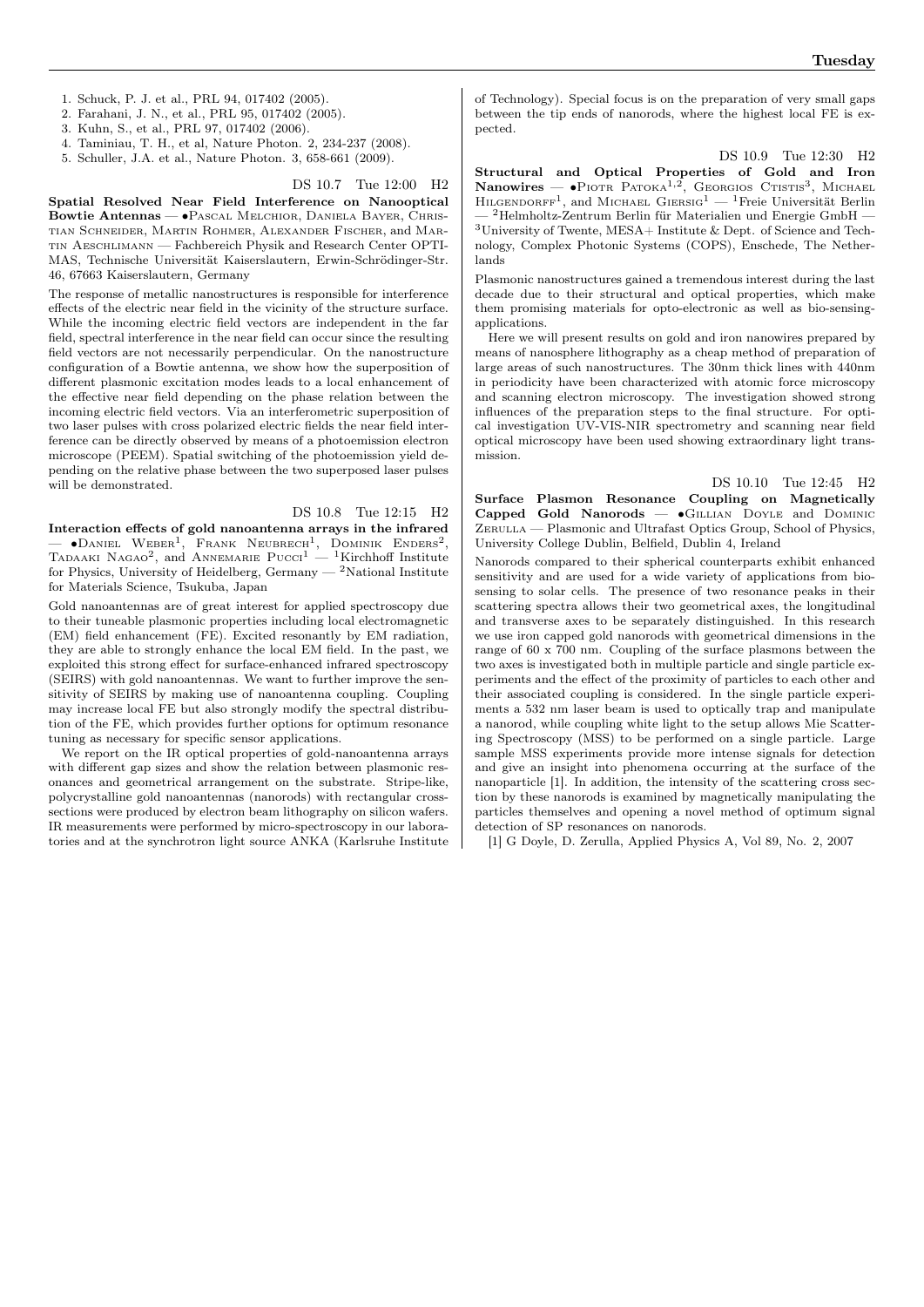1. Schuck, P. J. et al., PRL 94, 017402 (2005).
2. Farahani, J. N., et al., PRL 95, 017402 (2005).
3. Kuhn, S., et al., PRL 97, 017402 (2006).
4. Taminiau, T. H., et al, Nature Photon. 2, 234-237 (2008).
5. Schuller, J.A. et al., Nature Photon. 3, 658-661 (2009).

DS 10.7 Tue 12:00 H2

**Spatial Resolved Near Field Interference on Nanooptical Bowtie Antennas** — •Pascal Melchior, Daniela Bayer, Christian Schneider, Martin Rohmer, Alexander Fischer, and Martin Aeschlimann — Fachbereich Physik and Research Center OPTIMAS, Technische Universität Kaiserslautern, Erwin-Schrödinger-Str. 46, 67663 Kaiserslautern, Germany

The response of metallic nanostructures is responsible for interference effects of the electric near field in the vicinity of the structure surface. While the incoming electric field vectors are independent in the far field, spectral interference in the near field can occur since the resulting field vectors are not necessarily perpendicular. On the nanostructure configuration of a Bowtie antenna, we show how the superposition of different plasmonic excitation modes leads to a local enhancement of the effective near field depending on the phase relation between the incoming electric field vectors. Via an interferometric superposition of two laser pulses with cross polarized electric fields the near field interference can be directly observed by means of a photoemission electron microscope (PEEM). Spatial switching of the photoemission yield depending on the relative phase between the two superposed laser pulses will be demonstrated.

DS 10.8 Tue 12:15 H2

**Interaction effects of gold nanoantenna arrays in the infrared** — •Daniel Weber[1], Frank Neubrech[1], Dominik Enders[2], Tadaaki Nagao[2], and Annemarie Pucci[1] — [1]Kirchhoff Institute for Physics, University of Heidelberg, Germany — [2]National Institute for Materials Science, Tsukuba, Japan

Gold nanoantennas are of great interest for applied spectroscopy due to their tuneable plasmonic properties including local electromagnetic (EM) field enhancement (FE). Excited resonantly by EM radiation, they are able to strongly enhance the local EM field. In the past, we exploited this strong effect for surface-enhanced infrared spectroscopy (SEIRS) with gold nanoantennas. We want to further improve the sensitivity of SEIRS by making use of nanoantenna coupling. Coupling may increase local FE but also strongly modify the spectral distribution of the FE, which provides further options for optimum resonance tuning as necessary for specific sensor applications.

We report on the IR optical properties of gold-nanoantenna arrays with different gap sizes and show the relation between plasmonic resonances and geometrical arrangement on the substrate. Stripe-like, polycrystalline gold nanoantennas (nanorods) with rectangular crosssections were produced by electron beam lithography on silicon wafers. IR measurements were performed by micro-spectroscopy in our laboratories and at the synchrotron light source ANKA (Karlsruhe Institute of Technology). Special focus is on the preparation of very small gaps between the tip ends of nanorods, where the highest local FE is expected.

DS 10.9 Tue 12:30 H2

**Structural and Optical Properties of Gold and Iron Nanowires** — •Piotr Patoka[1,2], Georgios Ctistis[3], Michael Hilgendorff[1], and Michael Giersig[1] — [1]Freie Universität Berlin — [2]Helmholtz-Zentrum Berlin für Materialien und Energie GmbH — [3]University of Twente, MESA+ Institute & Dept. of Science and Technology, Complex Photonic Systems (COPS), Enschede, The Netherlands

Plasmonic nanostructures gained a tremendous interest during the last decade due to their structural and optical properties, which make them promising materials for opto-electronic as well as bio-sensing-applications.

Here we will present results on gold and iron nanowires prepared by means of nanosphere lithography as a cheap method of preparation of large areas of such nanostructures. The 30nm thick lines with 440nm in periodicity have been characterized with atomic force microscopy and scanning electron microscopy. The investigation showed strong influences of the preparation steps to the final structure. For optical investigation UV-VIS-NIR spectrometry and scanning near field optical microscopy have been used showing extraordinary light transmission.

DS 10.10 Tue 12:45 H2

**Surface Plasmon Resonance Coupling on Magnetically Capped Gold Nanorods** — •Gillian Doyle and Dominic Zerulla — Plasmonic and Ultrafast Optics Group, School of Physics, University College Dublin, Belfield, Dublin 4, Ireland

Nanorods compared to their spherical counterparts exhibit enhanced sensitivity and are used for a wide variety of applications from biosensing to solar cells. The presence of two resonance peaks in their scattering spectra allows their two geometrical axes, the longitudinal and transverse axes to be separately distinguished. In this research we use iron capped gold nanorods with geometrical dimensions in the range of 60 x 700 nm. Coupling of the surface plasmons between the two axes is investigated both in multiple particle and single particle experiments and the effect of the proximity of particles to each other and their associated coupling is considered. In the single particle experiments a 532 nm laser beam is used to optically trap and manipulate a nanorod, while coupling white light to the setup allows Mie Scattering Spectroscopy (MSS) to be performed on a single particle. Large sample MSS experiments provide more intense signals for detection and give an insight into phenomena occurring at the surface of the nanoparticle [1]. In addition, the intensity of the scattering cross section by these nanorods is examined by magnetically manipulating the particles themselves and opening a novel method of optimum signal detection of SP resonances on nanorods.

[1] G Doyle, D. Zerulla, Applied Physics A, Vol 89, No. 2, 2007